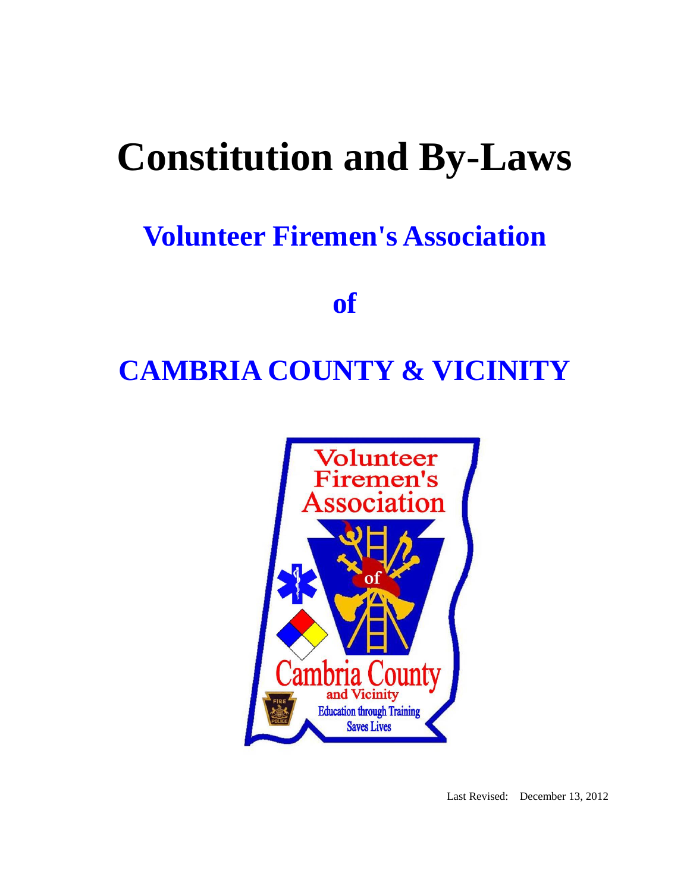# Constitution and By-Laws

## Volunteer Firemen's Association

## of

## CAMBRIA COUNTY & VICINITY

Last Revised: December 13, 2012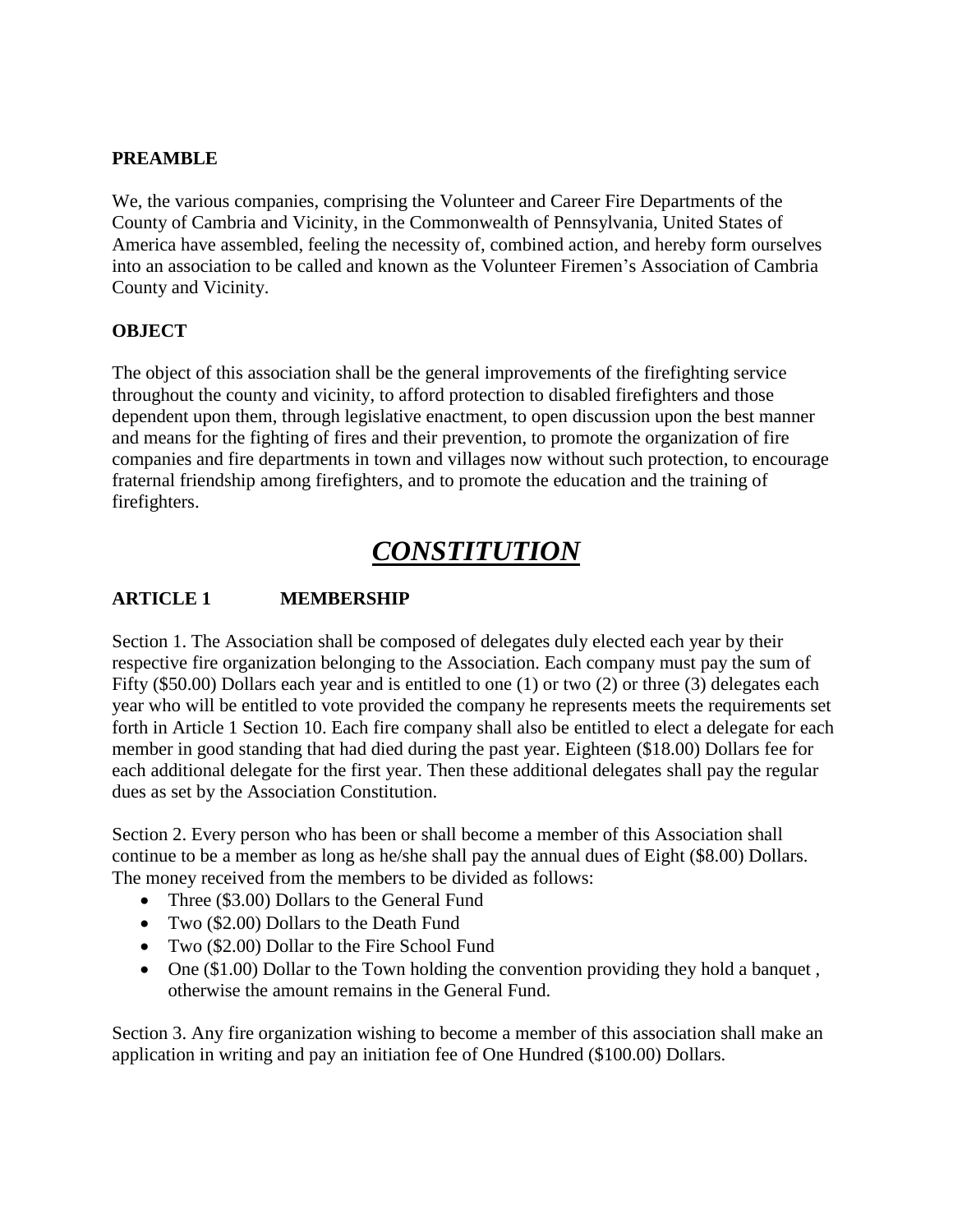**PREAMBLE**

We, the various companies, comprising the Volunteer and Career Fire Departments of the County of Cambria and Vicinity, in the Commonwealth of Pennsylvania, United States of America have assembled, feeling the necessity of, combined action, and hereby form ourselves into an association to be called and known as the Volunteer Firemen's Association of Cambria County and Vicinity.

**OBJECT**

The object of this association shall be the general improvements of the firefighting service throughout the county and vicinity, to afford protection to disabled firefighters and those dependent upon them, through legislative enactment, to open discussion upon the best manner and means for the fighting of fires and their prevention, to promote the organization of fire companies and fire departments in town and villages now without such protection, to encourage fraternal friendship among firefighters, and to promote the education and the training of firefighters.

# ***CONSTITUTION***

**ARTICLE 1 MEMBERSHIP**

Section 1. The Association shall be composed of delegates duly elected each year by their respective fire organization belonging to the Association. Each company must pay the sum of Fifty ($50.00) Dollars each year and is entitled to one (1) or two (2) or three (3) delegates each year who will be entitled to vote provided the company he represents meets the requirements set forth in Article 1 Section 10. Each fire company shall also be entitled to elect a delegate for each member in good standing that had died during the past year. Eighteen ($18.00) Dollars fee for each additional delegate for the first year. Then these additional delegates shall pay the regular dues as set by the Association Constitution.

Section 2. Every person who has been or shall become a member of this Association shall continue to be a member as long as he/she shall pay the annual dues of Eight ($8.00) Dollars. The money received from the members to be divided as follows:

- Three ($3.00) Dollars to the General Fund
- Two ($2.00) Dollars to the Death Fund
- Two ($2.00) Dollar to the Fire School Fund
- One ($1.00) Dollar to the Town holding the convention providing they hold a banquet , otherwise the amount remains in the General Fund.

Section 3. Any fire organization wishing to become a member of this association shall make an application in writing and pay an initiation fee of One Hundred ($100.00) Dollars.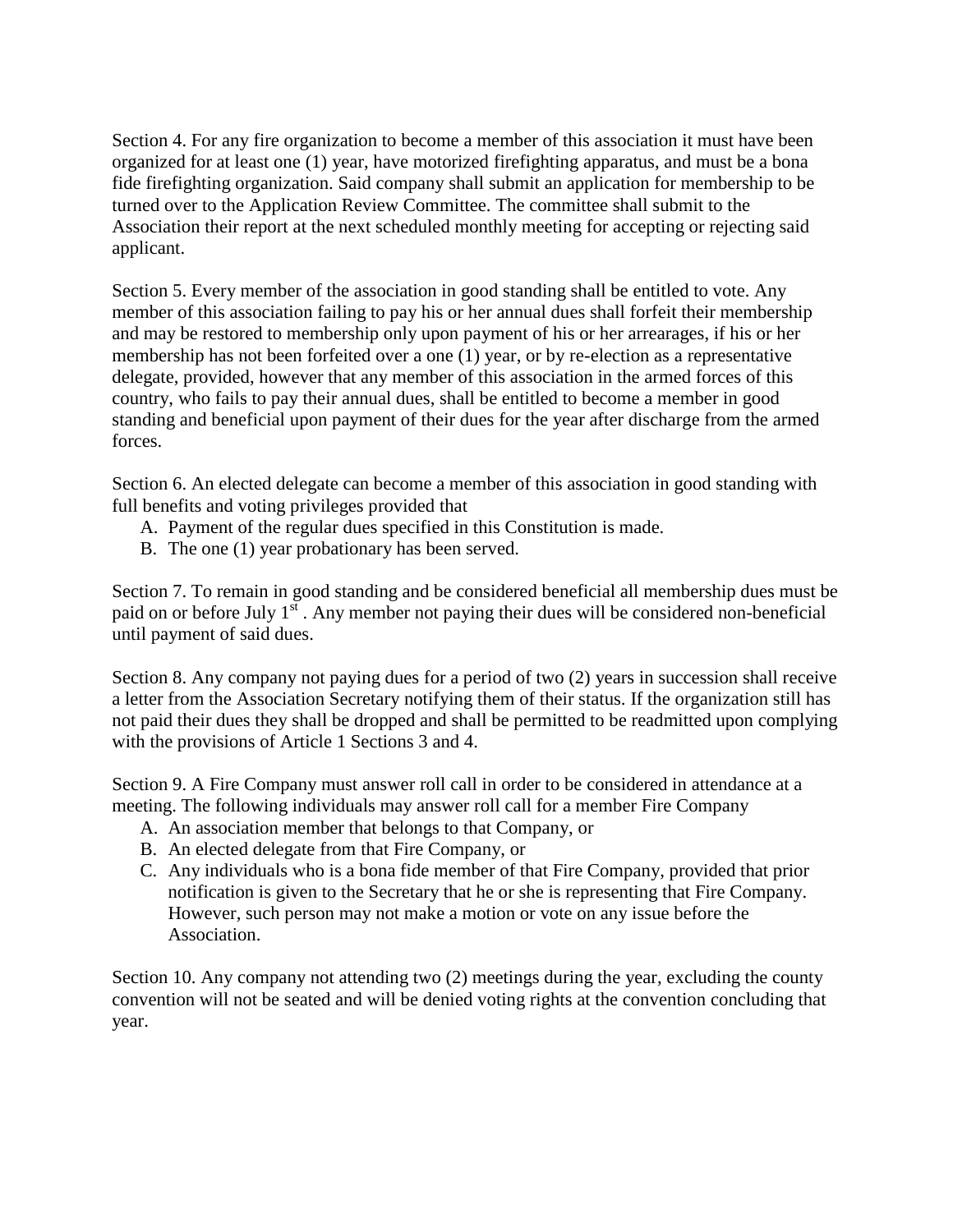Section 4. For any fire organization to become a member of this association it must have been organized for at least one (1) year, have motorized firefighting apparatus, and must be a bona fide firefighting organization. Said company shall submit an application for membership to be turned over to the Application Review Committee. The committee shall submit to the Association their report at the next scheduled monthly meeting for accepting or rejecting said applicant.

Section 5. Every member of the association in good standing shall be entitled to vote. Any member of this association failing to pay his or her annual dues shall forfeit their membership and may be restored to membership only upon payment of his or her arrearages, if his or her membership has not been forfeited over a one (1) year, or by re-election as a representative delegate, provided, however that any member of this association in the armed forces of this country, who fails to pay their annual dues, shall be entitled to become a member in good standing and beneficial upon payment of their dues for the year after discharge from the armed forces.

Section 6. An elected delegate can become a member of this association in good standing with full benefits and voting privileges provided that

A. Payment of the regular dues specified in this Constitution is made.
B. The one (1) year probationary has been served.

Section 7. To remain in good standing and be considered beneficial all membership dues must be paid on or before July 1st . Any member not paying their dues will be considered non-beneficial until payment of said dues.

Section 8. Any company not paying dues for a period of two (2) years in succession shall receive a letter from the Association Secretary notifying them of their status. If the organization still has not paid their dues they shall be dropped and shall be permitted to be readmitted upon complying with the provisions of Article 1 Sections 3 and 4.

Section 9. A Fire Company must answer roll call in order to be considered in attendance at a meeting. The following individuals may answer roll call for a member Fire Company

A. An association member that belongs to that Company, or
B. An elected delegate from that Fire Company, or
C. Any individuals who is a bona fide member of that Fire Company, provided that prior notification is given to the Secretary that he or she is representing that Fire Company. However, such person may not make a motion or vote on any issue before the Association.

Section 10. Any company not attending two (2) meetings during the year, excluding the county convention will not be seated and will be denied voting rights at the convention concluding that year.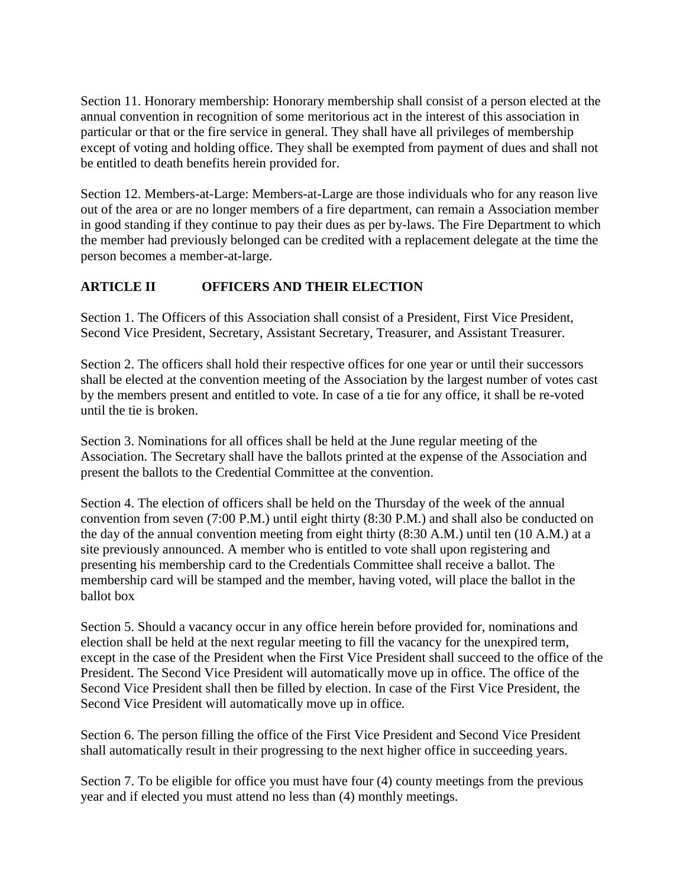Section 11. Honorary membership: Honorary membership shall consist of a person elected at the annual convention in recognition of some meritorious act in the interest of this association in particular or that or the fire service in general. They shall have all privileges of membership except of voting and holding office. They shall be exempted from payment of dues and shall not be entitled to death benefits herein provided for.

Section 12. Members-at-Large: Members-at-Large are those individuals who for any reason live out of the area or are no longer members of a fire department, can remain a Association member in good standing if they continue to pay their dues as per by-laws. The Fire Department to which the member had previously belonged can be credited with a replacement delegate at the time the person becomes a member-at-large.

## ARTICLE II OFFICERS AND THEIR ELECTION

Section 1. The Officers of this Association shall consist of a President, First Vice President, Second Vice President, Secretary, Assistant Secretary, Treasurer, and Assistant Treasurer.

Section 2. The officers shall hold their respective offices for one year or until their successors shall be elected at the convention meeting of the Association by the largest number of votes cast by the members present and entitled to vote. In case of a tie for any office, it shall be re-voted until the tie is broken.

Section 3. Nominations for all offices shall be held at the June regular meeting of the Association. The Secretary shall have the ballots printed at the expense of the Association and present the ballots to the Credential Committee at the convention.

Section 4. The election of officers shall be held on the Thursday of the week of the annual convention from seven (7:00 P.M.) until eight thirty (8:30 P.M.) and shall also be conducted on the day of the annual convention meeting from eight thirty (8:30 A.M.) until ten (10 A.M.) at a site previously announced. A member who is entitled to vote shall upon registering and presenting his membership card to the Credentials Committee shall receive a ballot. The membership card will be stamped and the member, having voted, will place the ballot in the ballot box

Section 5. Should a vacancy occur in any office herein before provided for, nominations and election shall be held at the next regular meeting to fill the vacancy for the unexpired term, except in the case of the President when the First Vice President shall succeed to the office of the President. The Second Vice President will automatically move up in office. The office of the Second Vice President shall then be filled by election. In case of the First Vice President, the Second Vice President will automatically move up in office.

Section 6. The person filling the office of the First Vice President and Second Vice President shall automatically result in their progressing to the next higher office in succeeding years.

Section 7. To be eligible for office you must have four (4) county meetings from the previous year and if elected you must attend no less than (4) monthly meetings.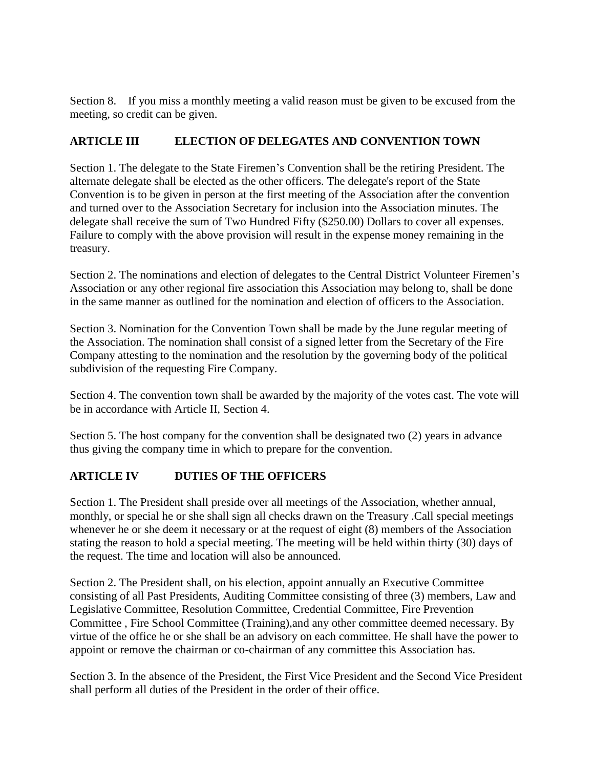Section 8. If you miss a monthly meeting a valid reason must be given to be excused from the meeting, so credit can be given.

## ARTICLE III ELECTION OF DELEGATES AND CONVENTION TOWN

Section 1. The delegate to the State Firemen's Convention shall be the retiring President. The alternate delegate shall be elected as the other officers. The delegate's report of the State Convention is to be given in person at the first meeting of the Association after the convention and turned over to the Association Secretary for inclusion into the Association minutes. The delegate shall receive the sum of Two Hundred Fifty ($250.00) Dollars to cover all expenses. Failure to comply with the above provision will result in the expense money remaining in the treasury.

Section 2. The nominations and election of delegates to the Central District Volunteer Firemen's Association or any other regional fire association this Association may belong to, shall be done in the same manner as outlined for the nomination and election of officers to the Association.

Section 3. Nomination for the Convention Town shall be made by the June regular meeting of the Association. The nomination shall consist of a signed letter from the Secretary of the Fire Company attesting to the nomination and the resolution by the governing body of the political subdivision of the requesting Fire Company.

Section 4. The convention town shall be awarded by the majority of the votes cast. The vote will be in accordance with Article II, Section 4.

Section 5. The host company for the convention shall be designated two (2) years in advance thus giving the company time in which to prepare for the convention.

## ARTICLE IV DUTIES OF THE OFFICERS

Section 1. The President shall preside over all meetings of the Association, whether annual, monthly, or special he or she shall sign all checks drawn on the Treasury .Call special meetings whenever he or she deem it necessary or at the request of eight (8) members of the Association stating the reason to hold a special meeting. The meeting will be held within thirty (30) days of the request. The time and location will also be announced.

Section 2. The President shall, on his election, appoint annually an Executive Committee consisting of all Past Presidents, Auditing Committee consisting of three (3) members, Law and Legislative Committee, Resolution Committee, Credential Committee, Fire Prevention Committee , Fire School Committee (Training),and any other committee deemed necessary. By virtue of the office he or she shall be an advisory on each committee. He shall have the power to appoint or remove the chairman or co-chairman of any committee this Association has.

Section 3. In the absence of the President, the First Vice President and the Second Vice President shall perform all duties of the President in the order of their office.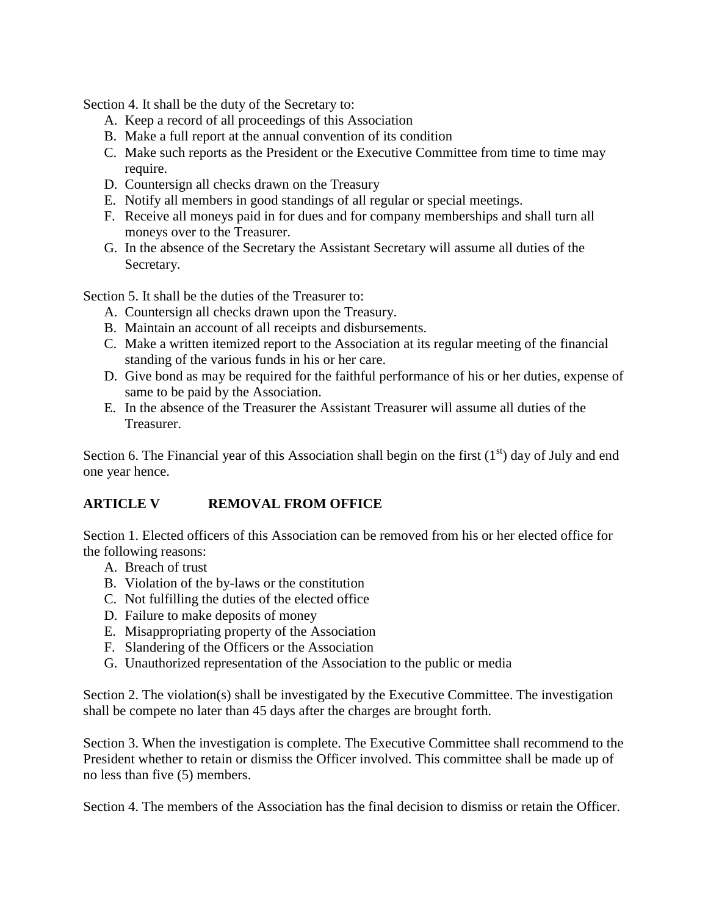Section 4. It shall be the duty of the Secretary to:

A. Keep a record of all proceedings of this Association
B. Make a full report at the annual convention of its condition
C. Make such reports as the President or the Executive Committee from time to time may require.
D. Countersign all checks drawn on the Treasury
E. Notify all members in good standings of all regular or special meetings.
F. Receive all moneys paid in for dues and for company memberships and shall turn all moneys over to the Treasurer.
G. In the absence of the Secretary the Assistant Secretary will assume all duties of the Secretary.

Section 5. It shall be the duties of the Treasurer to:

A. Countersign all checks drawn upon the Treasury.
B. Maintain an account of all receipts and disbursements.
C. Make a written itemized report to the Association at its regular meeting of the financial standing of the various funds in his or her care.
D. Give bond as may be required for the faithful performance of his or her duties, expense of same to be paid by the Association.
E. In the absence of the Treasurer the Assistant Treasurer will assume all duties of the Treasurer.

Section 6. The Financial year of this Association shall begin on the first (1st) day of July and end one year hence.

## ARTICLE V REMOVAL FROM OFFICE

Section 1. Elected officers of this Association can be removed from his or her elected office for the following reasons:

A. Breach of trust
B. Violation of the by-laws or the constitution
C. Not fulfilling the duties of the elected office
D. Failure to make deposits of money
E. Misappropriating property of the Association
F. Slandering of the Officers or the Association
G. Unauthorized representation of the Association to the public or media

Section 2. The violation(s) shall be investigated by the Executive Committee. The investigation shall be compete no later than 45 days after the charges are brought forth.

Section 3. When the investigation is complete. The Executive Committee shall recommend to the President whether to retain or dismiss the Officer involved. This committee shall be made up of no less than five (5) members.

Section 4. The members of the Association has the final decision to dismiss or retain the Officer.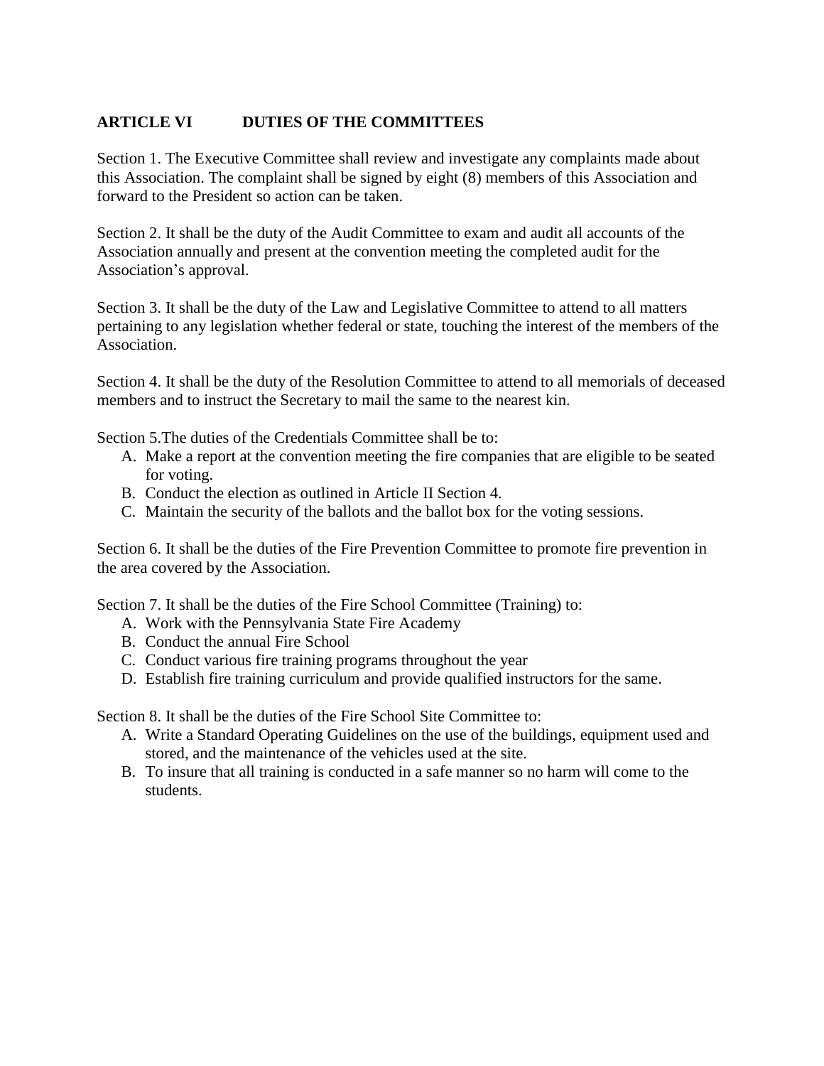## ARTICLE VI DUTIES OF THE COMMITTEES

Section 1. The Executive Committee shall review and investigate any complaints made about this Association. The complaint shall be signed by eight (8) members of this Association and forward to the President so action can be taken.

Section 2. It shall be the duty of the Audit Committee to exam and audit all accounts of the Association annually and present at the convention meeting the completed audit for the Association's approval.

Section 3. It shall be the duty of the Law and Legislative Committee to attend to all matters pertaining to any legislation whether federal or state, touching the interest of the members of the Association.

Section 4. It shall be the duty of the Resolution Committee to attend to all memorials of deceased members and to instruct the Secretary to mail the same to the nearest kin.

Section 5.The duties of the Credentials Committee shall be to:

A. Make a report at the convention meeting the fire companies that are eligible to be seated for voting.
B. Conduct the election as outlined in Article II Section 4.
C. Maintain the security of the ballots and the ballot box for the voting sessions.

Section 6. It shall be the duties of the Fire Prevention Committee to promote fire prevention in the area covered by the Association.

Section 7. It shall be the duties of the Fire School Committee (Training) to:

A. Work with the Pennsylvania State Fire Academy
B. Conduct the annual Fire School
C. Conduct various fire training programs throughout the year
D. Establish fire training curriculum and provide qualified instructors for the same.

Section 8. It shall be the duties of the Fire School Site Committee to:

A. Write a Standard Operating Guidelines on the use of the buildings, equipment used and stored, and the maintenance of the vehicles used at the site.
B. To insure that all training is conducted in a safe manner so no harm will come to the students.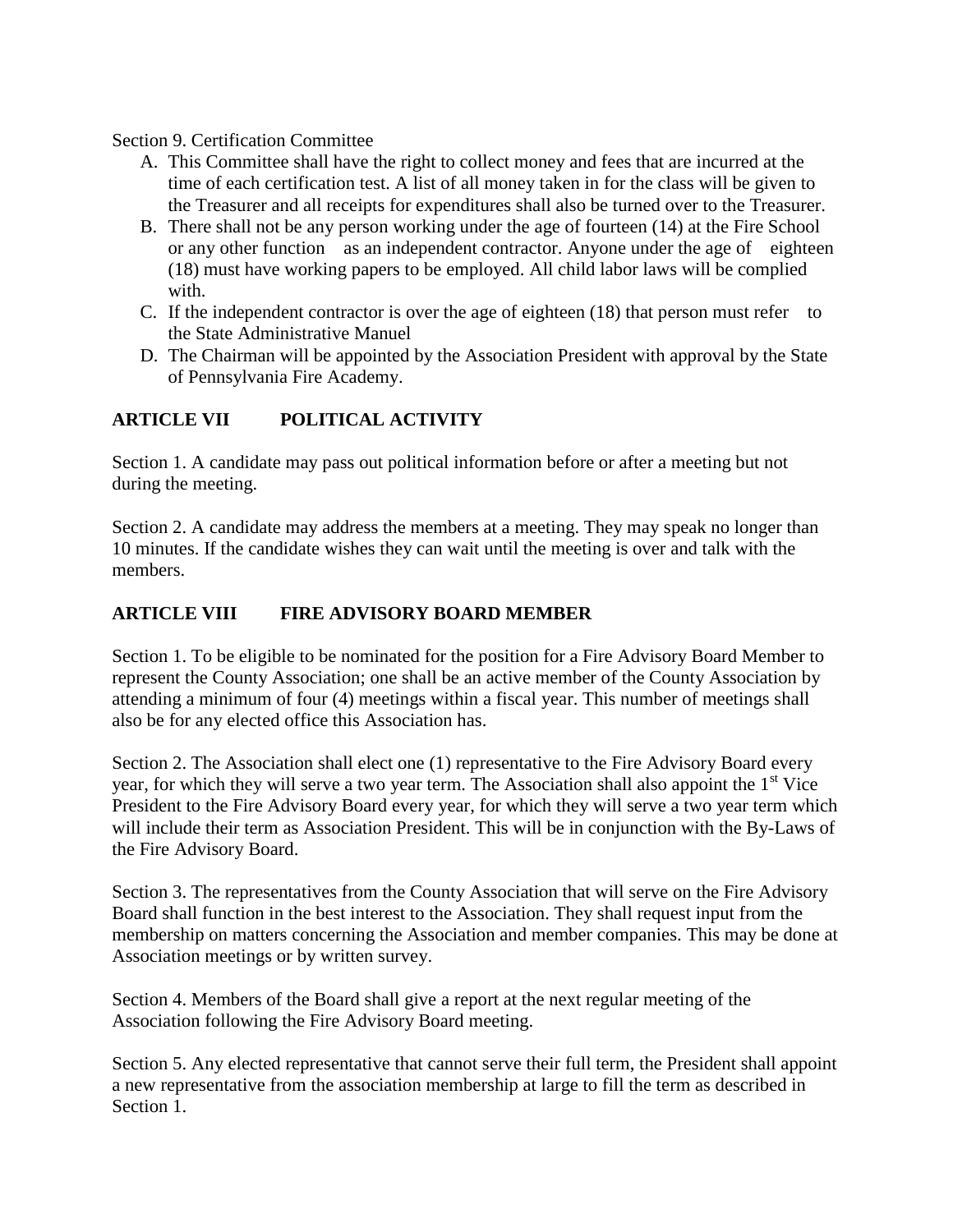Section 9. Certification Committee

A. This Committee shall have the right to collect money and fees that are incurred at the time of each certification test. A list of all money taken in for the class will be given to the Treasurer and all receipts for expenditures shall also be turned over to the Treasurer.
B. There shall not be any person working under the age of fourteen (14) at the Fire School or any other function as an independent contractor. Anyone under the age of eighteen (18) must have working papers to be employed. All child labor laws will be complied with.
C. If the independent contractor is over the age of eighteen (18) that person must refer to the State Administrative Manuel
D. The Chairman will be appointed by the Association President with approval by the State of Pennsylvania Fire Academy.

## ARTICLE VII POLITICAL ACTIVITY

Section 1. A candidate may pass out political information before or after a meeting but not during the meeting.

Section 2. A candidate may address the members at a meeting. They may speak no longer than 10 minutes. If the candidate wishes they can wait until the meeting is over and talk with the members.

## ARTICLE VIII FIRE ADVISORY BOARD MEMBER

Section 1. To be eligible to be nominated for the position for a Fire Advisory Board Member to represent the County Association; one shall be an active member of the County Association by attending a minimum of four (4) meetings within a fiscal year. This number of meetings shall also be for any elected office this Association has.

Section 2. The Association shall elect one (1) representative to the Fire Advisory Board every year, for which they will serve a two year term. The Association shall also appoint the 1st Vice President to the Fire Advisory Board every year, for which they will serve a two year term which will include their term as Association President. This will be in conjunction with the By-Laws of the Fire Advisory Board.

Section 3. The representatives from the County Association that will serve on the Fire Advisory Board shall function in the best interest to the Association. They shall request input from the membership on matters concerning the Association and member companies. This may be done at Association meetings or by written survey.

Section 4. Members of the Board shall give a report at the next regular meeting of the Association following the Fire Advisory Board meeting.

Section 5. Any elected representative that cannot serve their full term, the President shall appoint a new representative from the association membership at large to fill the term as described in Section 1.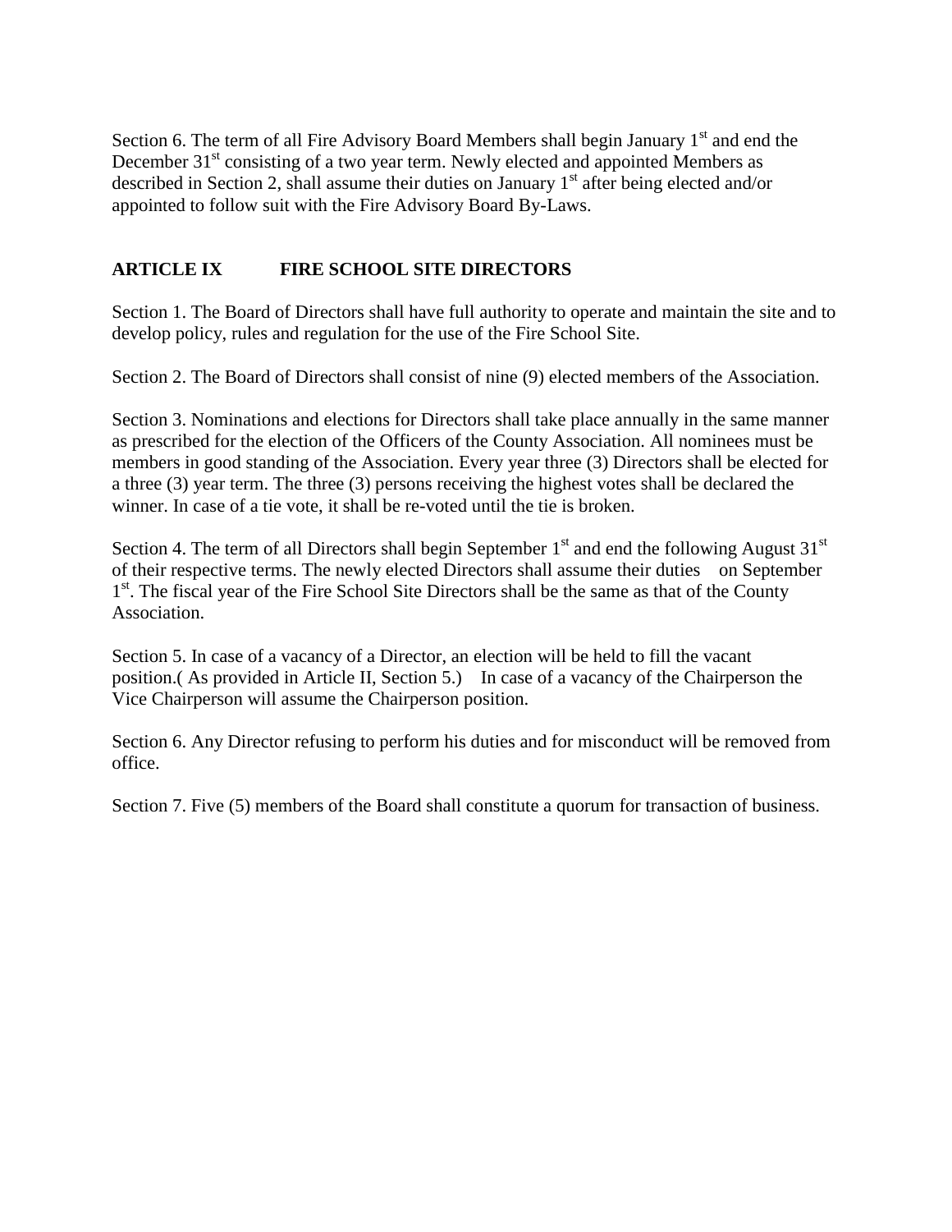Section 6. The term of all Fire Advisory Board Members shall begin January 1st and end the December 31st consisting of a two year term. Newly elected and appointed Members as described in Section 2, shall assume their duties on January 1st after being elected and/or appointed to follow suit with the Fire Advisory Board By-Laws.

## ARTICLE IX FIRE SCHOOL SITE DIRECTORS

Section 1. The Board of Directors shall have full authority to operate and maintain the site and to develop policy, rules and regulation for the use of the Fire School Site.

Section 2. The Board of Directors shall consist of nine (9) elected members of the Association.

Section 3. Nominations and elections for Directors shall take place annually in the same manner as prescribed for the election of the Officers of the County Association. All nominees must be members in good standing of the Association. Every year three (3) Directors shall be elected for a three (3) year term. The three (3) persons receiving the highest votes shall be declared the winner. In case of a tie vote, it shall be re-voted until the tie is broken.

Section 4. The term of all Directors shall begin September 1st and end the following August 31st of their respective terms. The newly elected Directors shall assume their duties on September 1st. The fiscal year of the Fire School Site Directors shall be the same as that of the County Association.

Section 5. In case of a vacancy of a Director, an election will be held to fill the vacant position.( As provided in Article II, Section 5.) In case of a vacancy of the Chairperson the Vice Chairperson will assume the Chairperson position.

Section 6. Any Director refusing to perform his duties and for misconduct will be removed from office.

Section 7. Five (5) members of the Board shall constitute a quorum for transaction of business.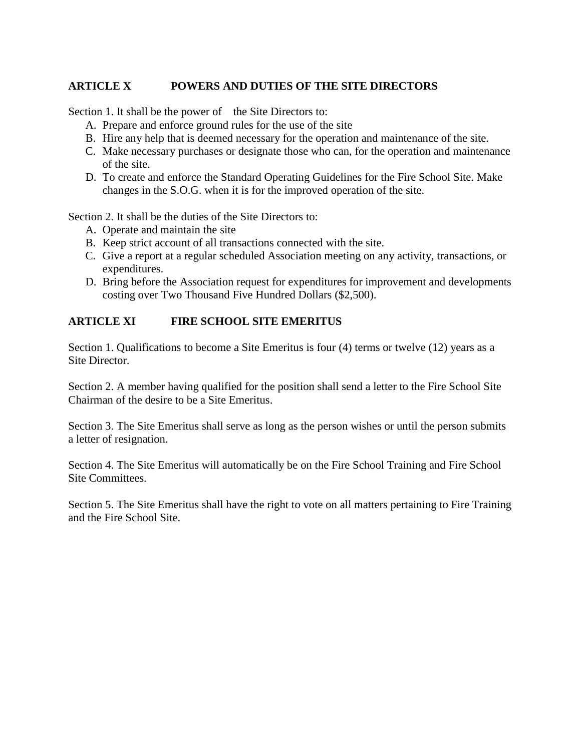## ARTICLE X POWERS AND DUTIES OF THE SITE DIRECTORS

Section 1. It shall be the power of the Site Directors to:

A. Prepare and enforce ground rules for the use of the site
B. Hire any help that is deemed necessary for the operation and maintenance of the site.
C. Make necessary purchases or designate those who can, for the operation and maintenance of the site.
D. To create and enforce the Standard Operating Guidelines for the Fire School Site. Make changes in the S.O.G. when it is for the improved operation of the site.

Section 2. It shall be the duties of the Site Directors to:

A. Operate and maintain the site
B. Keep strict account of all transactions connected with the site.
C. Give a report at a regular scheduled Association meeting on any activity, transactions, or expenditures.
D. Bring before the Association request for expenditures for improvement and developments costing over Two Thousand Five Hundred Dollars ($2,500).

## ARTICLE XI FIRE SCHOOL SITE EMERITUS

Section 1. Qualifications to become a Site Emeritus is four (4) terms or twelve (12) years as a Site Director.

Section 2. A member having qualified for the position shall send a letter to the Fire School Site Chairman of the desire to be a Site Emeritus.

Section 3. The Site Emeritus shall serve as long as the person wishes or until the person submits a letter of resignation.

Section 4. The Site Emeritus will automatically be on the Fire School Training and Fire School Site Committees.

Section 5. The Site Emeritus shall have the right to vote on all matters pertaining to Fire Training and the Fire School Site.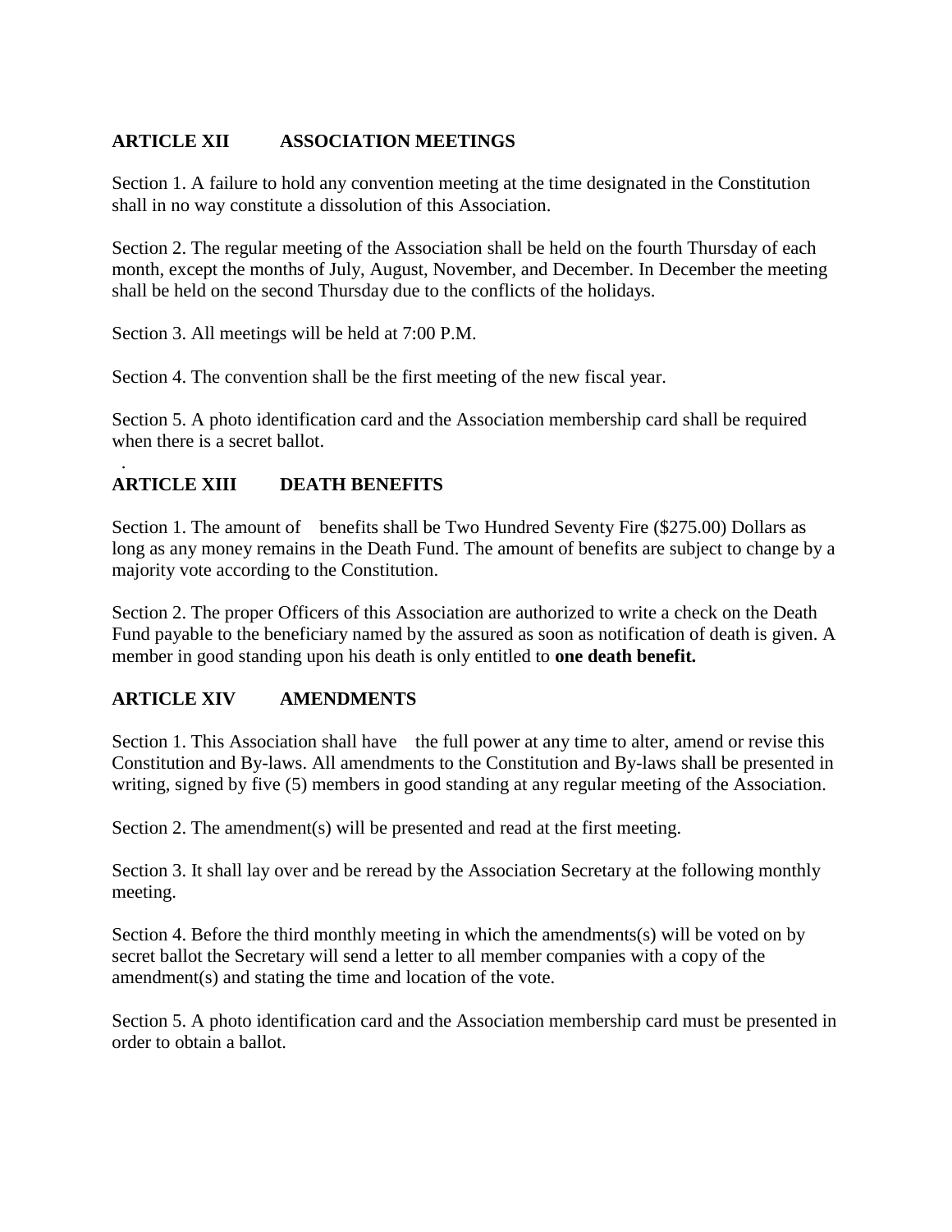## ARTICLE XII ASSOCIATION MEETINGS

Section 1. A failure to hold any convention meeting at the time designated in the Constitution shall in no way constitute a dissolution of this Association.

Section 2. The regular meeting of the Association shall be held on the fourth Thursday of each month, except the months of July, August, November, and December. In December the meeting shall be held on the second Thursday due to the conflicts of the holidays.

Section 3. All meetings will be held at 7:00 P.M.

Section 4. The convention shall be the first meeting of the new fiscal year.

Section 5. A photo identification card and the Association membership card shall be required when there is a secret ballot.

.

## ARTICLE XIII DEATH BENEFITS

Section 1. The amount of benefits shall be Two Hundred Seventy Fire ($275.00) Dollars as long as any money remains in the Death Fund. The amount of benefits are subject to change by a majority vote according to the Constitution.

Section 2. The proper Officers of this Association are authorized to write a check on the Death Fund payable to the beneficiary named by the assured as soon as notification of death is given. A member in good standing upon his death is only entitled to **one death benefit.**

## ARTICLE XIV AMENDMENTS

Section 1. This Association shall have the full power at any time to alter, amend or revise this Constitution and By-laws. All amendments to the Constitution and By-laws shall be presented in writing, signed by five (5) members in good standing at any regular meeting of the Association.

Section 2. The amendment(s) will be presented and read at the first meeting.

Section 3. It shall lay over and be reread by the Association Secretary at the following monthly meeting.

Section 4. Before the third monthly meeting in which the amendments(s) will be voted on by secret ballot the Secretary will send a letter to all member companies with a copy of the amendment(s) and stating the time and location of the vote.

Section 5. A photo identification card and the Association membership card must be presented in order to obtain a ballot.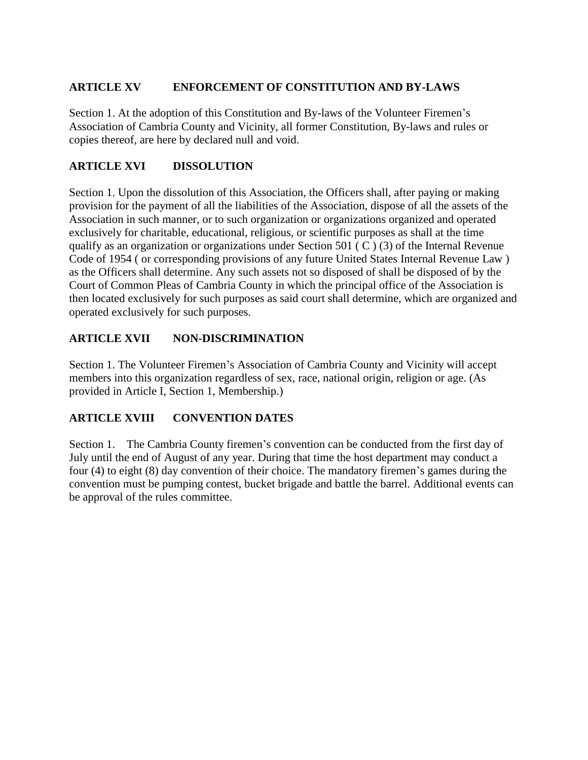## ARTICLE XV ENFORCEMENT OF CONSTITUTION AND BY-LAWS

Section 1. At the adoption of this Constitution and By-laws of the Volunteer Firemen's Association of Cambria County and Vicinity, all former Constitution, By-laws and rules or copies thereof, are here by declared null and void.

## ARTICLE XVI DISSOLUTION

Section 1. Upon the dissolution of this Association, the Officers shall, after paying or making provision for the payment of all the liabilities of the Association, dispose of all the assets of the Association in such manner, or to such organization or organizations organized and operated exclusively for charitable, educational, religious, or scientific purposes as shall at the time qualify as an organization or organizations under Section 501 ( C ) (3) of the Internal Revenue Code of 1954 ( or corresponding provisions of any future United States Internal Revenue Law ) as the Officers shall determine. Any such assets not so disposed of shall be disposed of by the Court of Common Pleas of Cambria County in which the principal office of the Association is then located exclusively for such purposes as said court shall determine, which are organized and operated exclusively for such purposes.

## ARTICLE XVII NON-DISCRIMINATION

Section 1. The Volunteer Firemen's Association of Cambria County and Vicinity will accept members into this organization regardless of sex, race, national origin, religion or age. (As provided in Article I, Section 1, Membership.)

## ARTICLE XVIII CONVENTION DATES

Section 1. The Cambria County firemen's convention can be conducted from the first day of July until the end of August of any year. During that time the host department may conduct a four (4) to eight (8) day convention of their choice. The mandatory firemen's games during the convention must be pumping contest, bucket brigade and battle the barrel. Additional events can be approval of the rules committee.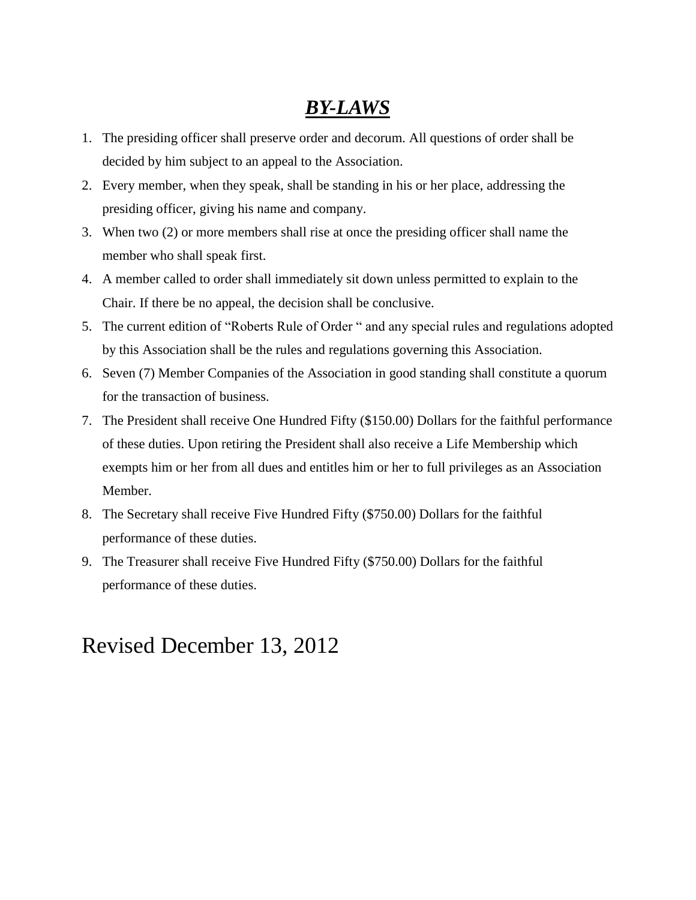# ***BY-LAWS***

1. The presiding officer shall preserve order and decorum. All questions of order shall be decided by him subject to an appeal to the Association.
2. Every member, when they speak, shall be standing in his or her place, addressing the presiding officer, giving his name and company.
3. When two (2) or more members shall rise at once the presiding officer shall name the member who shall speak first.
4. A member called to order shall immediately sit down unless permitted to explain to the Chair. If there be no appeal, the decision shall be conclusive.
5. The current edition of "Roberts Rule of Order " and any special rules and regulations adopted by this Association shall be the rules and regulations governing this Association.
6. Seven (7) Member Companies of the Association in good standing shall constitute a quorum for the transaction of business.
7. The President shall receive One Hundred Fifty ($150.00) Dollars for the faithful performance of these duties. Upon retiring the President shall also receive a Life Membership which exempts him or her from all dues and entitles him or her to full privileges as an Association Member.
8. The Secretary shall receive Five Hundred Fifty ($750.00) Dollars for the faithful performance of these duties.
9. The Treasurer shall receive Five Hundred Fifty ($750.00) Dollars for the faithful performance of these duties.

Revised December 13, 2012